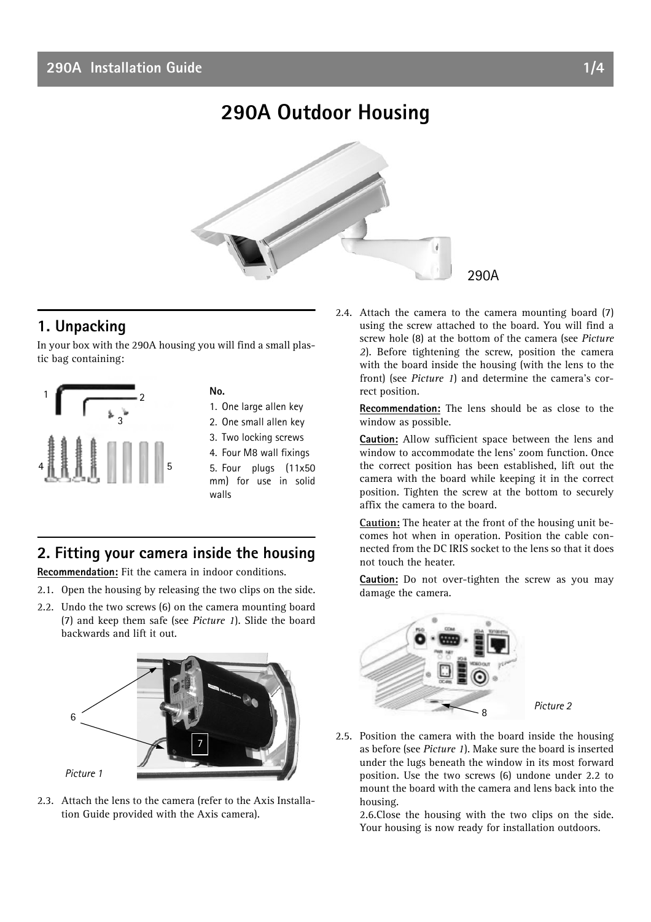# 290A Outdoor Housing

290A

## 1. Unpacking

In your box with the 290A housing you will find a small plastic bag containing:

**No.**

1. One large allen key
2. One small allen key
3. Two locking screws
4. Four M8 wall fixings
5. Four plugs (11x50 mm) for use in solid walls

## 2. Fitting your camera inside the housing

**Recommendation:** Fit the camera in indoor conditions.

2.1. Open the housing by releasing the two clips on the side.

2.2. Undo the two screws (6) on the camera mounting board (7) and keep them safe (see *Picture 1*). Slide the board backwards and lift it out.

*Picture 1*

2.3. Attach the lens to the camera (refer to the Axis Installation Guide provided with the Axis camera).

2.4. Attach the camera to the camera mounting board (7) using the screw attached to the board. You will find a screw hole (8) at the bottom of the camera (see *Picture 2*). Before tightening the screw, position the camera with the board inside the housing (with the lens to the front) (see *Picture 1*) and determine the camera's correct position.

**Recommendation:** The lens should be as close to the window as possible.

**Caution:** Allow sufficient space between the lens and window to accommodate the lens' zoom function. Once the correct position has been established, lift out the camera with the board while keeping it in the correct position. Tighten the screw at the bottom to securely affix the camera to the board.

**Caution:** The heater at the front of the housing unit becomes hot when in operation. Position the cable connected from the DC IRIS socket to the lens so that it does not touch the heater.

**Caution:** Do not over-tighten the screw as you may damage the camera.

*Picture 2*

2.5. Position the camera with the board inside the housing as before (see *Picture 1*). Make sure the board is inserted under the lugs beneath the window in its most forward position. Use the two screws (6) undone under 2.2 to mount the board with the camera and lens back into the housing.

2.6.Close the housing with the two clips on the side. Your housing is now ready for installation outdoors.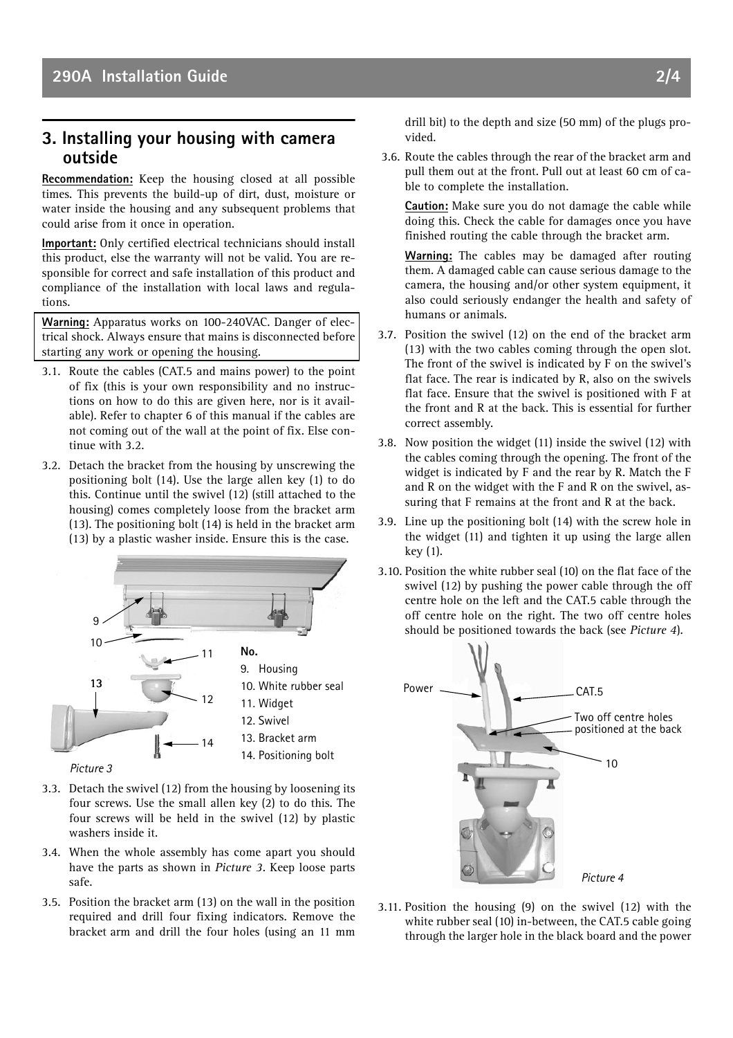## 3. Installing your housing with camera outside

**Recommendation:** Keep the housing closed at all possible times. This prevents the build-up of dirt, dust, moisture or water inside the housing and any subsequent problems that could arise from it once in operation.

**Important:** Only certified electrical technicians should install this product, else the warranty will not be valid. You are responsible for correct and safe installation of this product and compliance of the installation with local laws and regulations.

**Warning:** Apparatus works on 100-240VAC. Danger of electrical shock. Always ensure that mains is disconnected before starting any work or opening the housing.

3.1. Route the cables (CAT.5 and mains power) to the point of fix (this is your own responsibility and no instructions on how to do this are given here, nor is it available). Refer to chapter 6 of this manual if the cables are not coming out of the wall at the point of fix. Else continue with 3.2.

3.2. Detach the bracket from the housing by unscrewing the positioning bolt (14). Use the large allen key (1) to do this. Continue until the swivel (12) (still attached to the housing) comes completely loose from the bracket arm (13). The positioning bolt (14) is held in the bracket arm (13) by a plastic washer inside. Ensure this is the case.

**No.**
9. Housing
10. White rubber seal
11. Widget
12. Swivel
13. Bracket arm
14. Positioning bolt

*Picture 3*

3.3. Detach the swivel (12) from the housing by loosening its four screws. Use the small allen key (2) to do this. The four screws will be held in the swivel (12) by plastic washers inside it.

3.4. When the whole assembly has come apart you should have the parts as shown in *Picture 3*. Keep loose parts safe.

3.5. Position the bracket arm (13) on the wall in the position required and drill four fixing indicators. Remove the bracket arm and drill the four holes (using an 11 mm drill bit) to the depth and size (50 mm) of the plugs provided.

3.6. Route the cables through the rear of the bracket arm and pull them out at the front. Pull out at least 60 cm of cable to complete the installation.

**Caution:** Make sure you do not damage the cable while doing this. Check the cable for damages once you have finished routing the cable through the bracket arm.

**Warning:** The cables may be damaged after routing them. A damaged cable can cause serious damage to the camera, the housing and/or other system equipment, it also could seriously endanger the health and safety of humans or animals.

3.7. Position the swivel (12) on the end of the bracket arm (13) with the two cables coming through the open slot. The front of the swivel is indicated by F on the swivel's flat face. The rear is indicated by R, also on the swivels flat face. Ensure that the swivel is positioned with F at the front and R at the back. This is essential for further correct assembly.

3.8. Now position the widget (11) inside the swivel (12) with the cables coming through the opening. The front of the widget is indicated by F and the rear by R. Match the F and R on the widget with the F and R on the swivel, assuring that F remains at the front and R at the back.

3.9. Line up the positioning bolt (14) with the screw hole in the widget (11) and tighten it up using the large allen key (1).

3.10. Position the white rubber seal (10) on the flat face of the swivel (12) by pushing the power cable through the off centre hole on the left and the CAT.5 cable through the off centre hole on the right. The two off centre holes should be positioned towards the back (see *Picture 4*).

Power — CAT.5 — Two off centre holes positioned at the back — 10

*Picture 4*

3.11. Position the housing (9) on the swivel (12) with the white rubber seal (10) in-between, the CAT.5 cable going through the larger hole in the black board and the power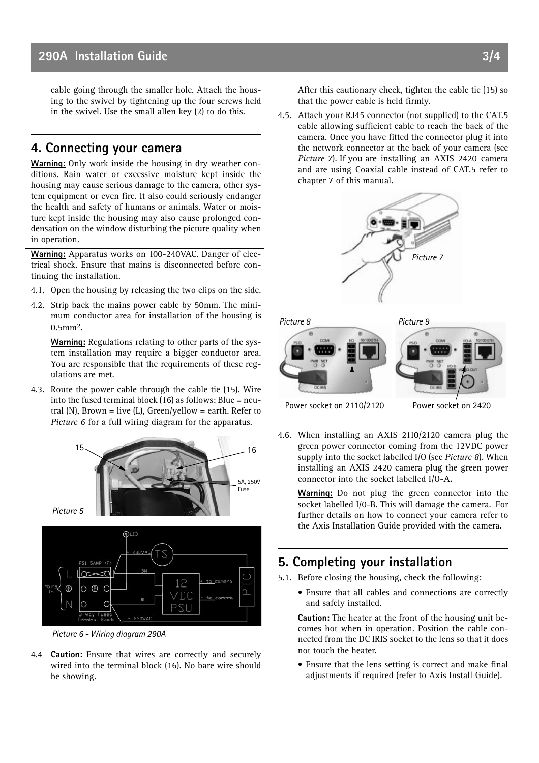cable going through the smaller hole. Attach the housing to the swivel by tightening up the four screws held in the swivel. Use the small allen key (2) to do this.

## 4. Connecting your camera

**Warning:** Only work inside the housing in dry weather conditions. Rain water or excessive moisture kept inside the housing may cause serious damage to the camera, other system equipment or even fire. It also could seriously endanger the health and safety of humans or animals. Water or moisture kept inside the housing may also cause prolonged condensation on the window disturbing the picture quality when in operation.

**Warning:** Apparatus works on 100-240VAC. Danger of electrical shock. Ensure that mains is disconnected before continuing the installation.

4.1. Open the housing by releasing the two clips on the side.

4.2. Strip back the mains power cable by 50mm. The minimum conductor area for installation of the housing is 0.5mm².

**Warning:** Regulations relating to other parts of the system installation may require a bigger conductor area. You are responsible that the requirements of these regulations are met.

4.3. Route the power cable through the cable tie (15). Wire into the fused terminal block (16) as follows: Blue = neutral (N), Brown = live (L), Green/yellow = earth. Refer to *Picture 6* for a full wiring diagram for the apparatus.

15 16 5A, 250V Fuse

*Picture 5*

*Picture 6 - Wiring diagram 290A*

4.4 **Caution:** Ensure that wires are correctly and securely wired into the terminal block (16). No bare wire should be showing.

After this cautionary check, tighten the cable tie (15) so that the power cable is held firmly.

4.5. Attach your RJ45 connector (not supplied) to the CAT.5 cable allowing sufficient cable to reach the back of the camera. Once you have fitted the connector plug it into the network connector at the back of your camera (see *Picture 7*). If you are installing an AXIS 2420 camera and are using Coaxial cable instead of CAT.5 refer to chapter 7 of this manual.

*Picture 7*

*Picture 8* *Picture 9*

Power socket on 2110/2120 Power socket on 2420

4.6. When installing an AXIS 2110/2120 camera plug the green power connector coming from the 12VDC power supply into the socket labelled I/O (see *Picture 8*). When installing an AXIS 2420 camera plug the green power connector into the socket labelled I/O-A.

**Warning:** Do not plug the green connector into the socket labelled I/O-B. This will damage the camera. For further details on how to connect your camera refer to the Axis Installation Guide provided with the camera.

## 5. Completing your installation

5.1. Before closing the housing, check the following:

- Ensure that all cables and connections are correctly and safely installed.

**Caution:** The heater at the front of the housing unit becomes hot when in operation. Position the cable connected from the DC IRIS socket to the lens so that it does not touch the heater.

- Ensure that the lens setting is correct and make final adjustments if required (refer to Axis Install Guide).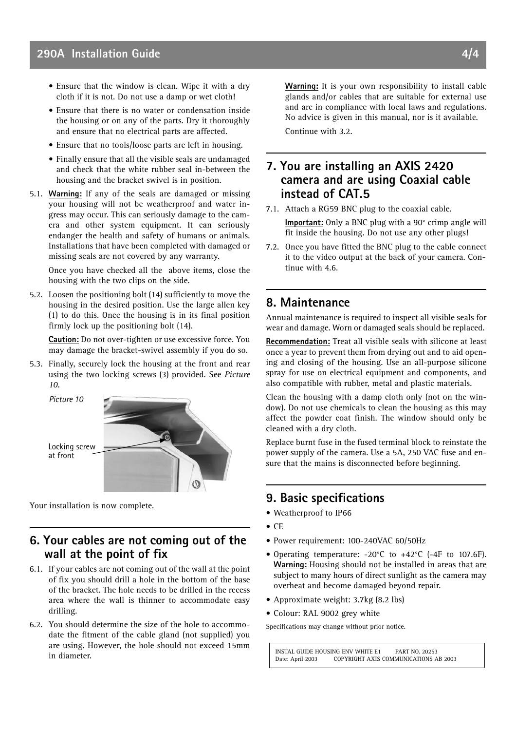- Ensure that the window is clean. Wipe it with a dry cloth if it is not. Do not use a damp or wet cloth!
- Ensure that there is no water or condensation inside the housing or on any of the parts. Dry it thoroughly and ensure that no electrical parts are affected.
- Ensure that no tools/loose parts are left in housing.
- Finally ensure that all the visible seals are undamaged and check that the white rubber seal in-between the housing and the bracket swivel is in position.

5.1. **Warning:** If any of the seals are damaged or missing your housing will not be weatherproof and water ingress may occur. This can seriously damage to the camera and other system equipment. It can seriously endanger the health and safety of humans or animals. Installations that have been completed with damaged or missing seals are not covered by any warranty.

Once you have checked all the above items, close the housing with the two clips on the side.

5.2. Loosen the positioning bolt (14) sufficiently to move the housing in the desired position. Use the large allen key (1) to do this. Once the housing is in its final position firmly lock up the positioning bolt (14).

**Caution:** Do not over-tighten or use excessive force. You may damage the bracket-swivel assembly if you do so.

5.3. Finally, securely lock the housing at the front and rear using the two locking screws (3) provided. See *Picture 10*.

*Picture 10*

Locking screw at front

Your installation is now complete.

## 6. Your cables are not coming out of the wall at the point of fix

6.1. If your cables are not coming out of the wall at the point of fix you should drill a hole in the bottom of the base of the bracket. The hole needs to be drilled in the recess area where the wall is thinner to accommodate easy drilling.

6.2. You should determine the size of the hole to accommodate the fitment of the cable gland (not supplied) you are using. However, the hole should not exceed 15mm in diameter.

**Warning:** It is your own responsibility to install cable glands and/or cables that are suitable for external use and are in compliance with local laws and regulations. No advice is given in this manual, nor is it available.

Continue with 3.2.

## 7. You are installing an AXIS 2420 camera and are using Coaxial cable instead of CAT.5

7.1. Attach a RG59 BNC plug to the coaxial cable.

**Important:** Only a BNC plug with a 90° crimp angle will fit inside the housing. Do not use any other plugs!

7.2. Once you have fitted the BNC plug to the cable connect it to the video output at the back of your camera. Continue with 4.6.

## 8. Maintenance

Annual maintenance is required to inspect all visible seals for wear and damage. Worn or damaged seals should be replaced.

**Recommendation:** Treat all visible seals with silicone at least once a year to prevent them from drying out and to aid opening and closing of the housing. Use an all-purpose silicone spray for use on electrical equipment and components, and also compatible with rubber, metal and plastic materials.

Clean the housing with a damp cloth only (not on the window). Do not use chemicals to clean the housing as this may affect the powder coat finish. The window should only be cleaned with a dry cloth.

Replace burnt fuse in the fused terminal block to reinstate the power supply of the camera. Use a 5A, 250 VAC fuse and ensure that the mains is disconnected before beginning.

## 9. Basic specifications

- Weatherproof to IP66
- CE
- Power requirement: 100-240VAC 60/50Hz
- Operating temperature: -20°C to +42°C (-4F to 107.6F). **Warning:** Housing should not be installed in areas that are subject to many hours of direct sunlight as the camera may overheat and become damaged beyond repair.
- Approximate weight: 3.7kg (8.2 lbs)
- Colour: RAL 9002 grey white

Specifications may change without prior notice.

INSTAL GUIDE HOUSING ENV WHITE E1 PART NO. 20253
Date: April 2003 COPYRIGHT AXIS COMMUNICATIONS AB 2003